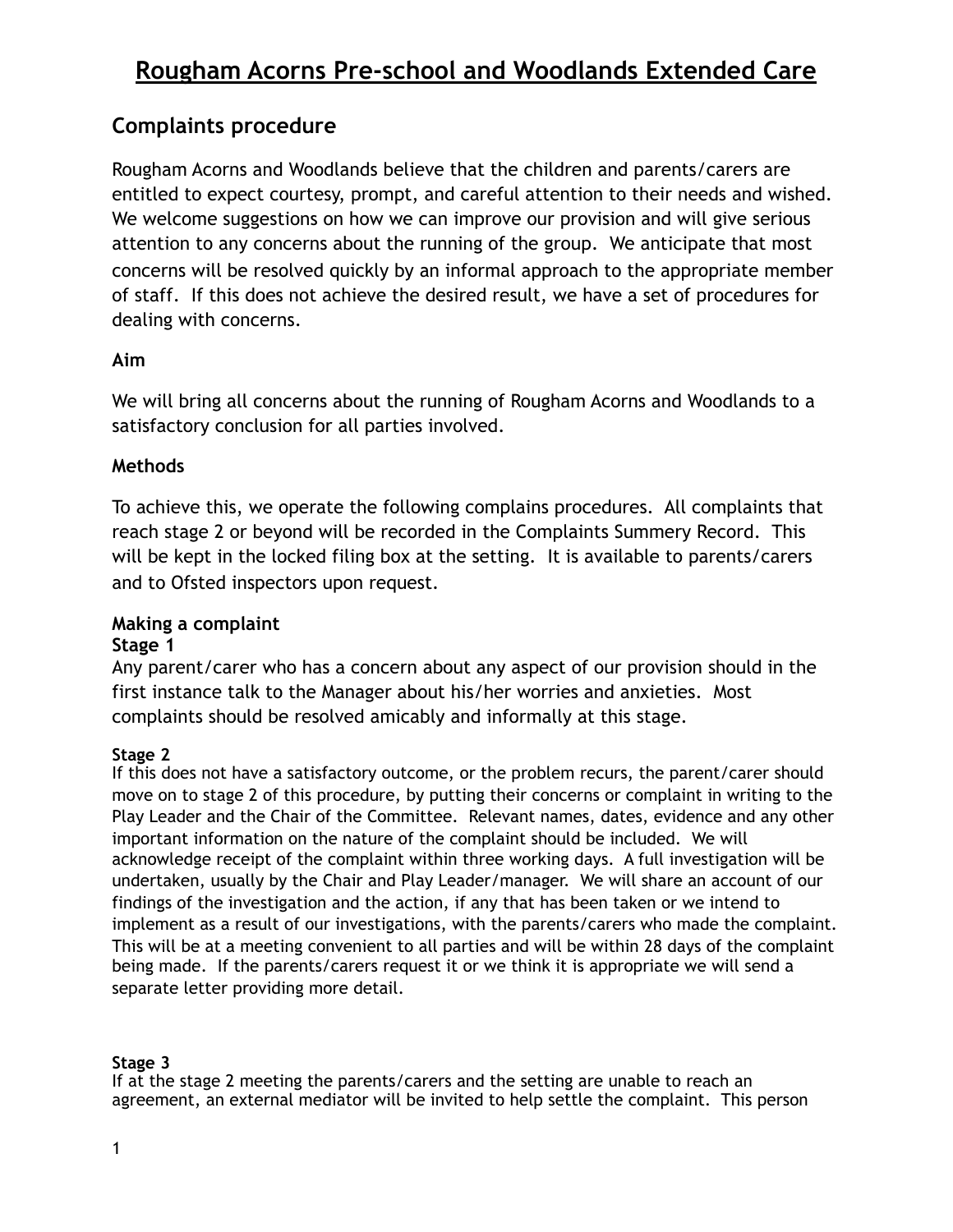# Rougham Acorns Pre-school and Woodlands Extended Care

## Complaints procedure

Rougham Acorns and Woodlands believe that the children and parents/carers are entitled to expect courtesy, prompt, and careful attention to their needs and wished. We welcome suggestions on how we can improve our provision and will give serious attention to any concerns about the running of the group. We anticipate that most concerns will be resolved quickly by an informal approach to the appropriate member of staff. If this does not achieve the desired result, we have a set of procedures for dealing with concerns.

**Aim**

We will bring all concerns about the running of Rougham Acorns and Woodlands to a satisfactory conclusion for all parties involved.

**Methods**

To achieve this, we operate the following complains procedures. All complaints that reach stage 2 or beyond will be recorded in the Complaints Summery Record. This will be kept in the locked filing box at the setting. It is available to parents/carers and to Ofsted inspectors upon request.

**Making a complaint**

**Stage 1**

Any parent/carer who has a concern about any aspect of our provision should in the first instance talk to the Manager about his/her worries and anxieties. Most complaints should be resolved amicably and informally at this stage.

**Stage 2**

If this does not have a satisfactory outcome, or the problem recurs, the parent/carer should move on to stage 2 of this procedure, by putting their concerns or complaint in writing to the Play Leader and the Chair of the Committee. Relevant names, dates, evidence and any other important information on the nature of the complaint should be included. We will acknowledge receipt of the complaint within three working days. A full investigation will be undertaken, usually by the Chair and Play Leader/manager. We will share an account of our findings of the investigation and the action, if any that has been taken or we intend to implement as a result of our investigations, with the parents/carers who made the complaint. This will be at a meeting convenient to all parties and will be within 28 days of the complaint being made. If the parents/carers request it or we think it is appropriate we will send a separate letter providing more detail.

**Stage 3**

If at the stage 2 meeting the parents/carers and the setting are unable to reach an agreement, an external mediator will be invited to help settle the complaint. This person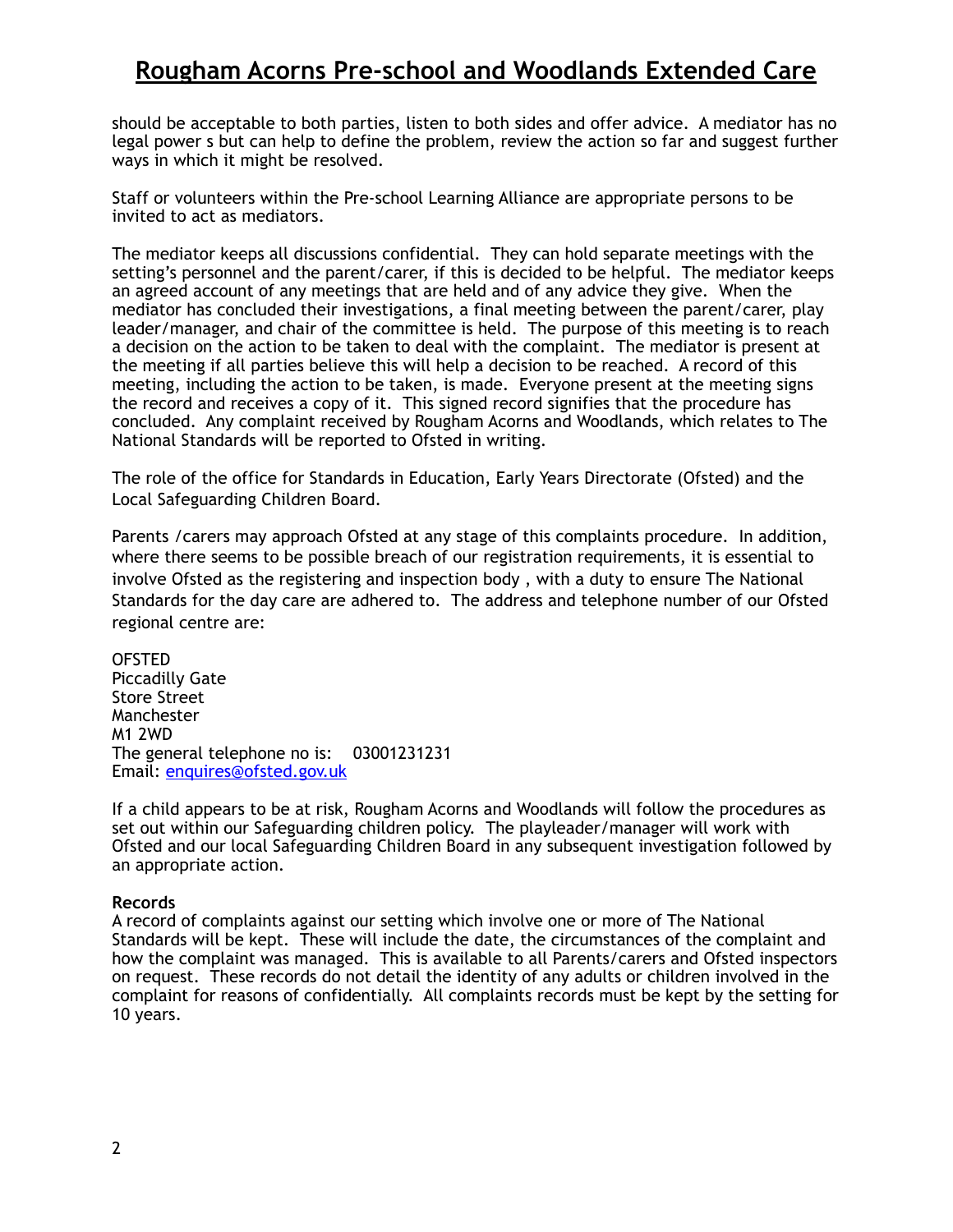should be acceptable to both parties, listen to both sides and offer advice. A mediator has no legal power s but can help to define the problem, review the action so far and suggest further ways in which it might be resolved.

Staff or volunteers within the Pre-school Learning Alliance are appropriate persons to be invited to act as mediators.

The mediator keeps all discussions confidential. They can hold separate meetings with the setting's personnel and the parent/carer, if this is decided to be helpful. The mediator keeps an agreed account of any meetings that are held and of any advice they give. When the mediator has concluded their investigations, a final meeting between the parent/carer, play leader/manager, and chair of the committee is held. The purpose of this meeting is to reach a decision on the action to be taken to deal with the complaint. The mediator is present at the meeting if all parties believe this will help a decision to be reached. A record of this meeting, including the action to be taken, is made. Everyone present at the meeting signs the record and receives a copy of it. This signed record signifies that the procedure has concluded. Any complaint received by Rougham Acorns and Woodlands, which relates to The National Standards will be reported to Ofsted in writing.

The role of the office for Standards in Education, Early Years Directorate (Ofsted) and the Local Safeguarding Children Board.

Parents /carers may approach Ofsted at any stage of this complaints procedure. In addition, where there seems to be possible breach of our registration requirements, it is essential to involve Ofsted as the registering and inspection body , with a duty to ensure The National Standards for the day care are adhered to. The address and telephone number of our Ofsted regional centre are:

OFSTED
Piccadilly Gate
Store Street
Manchester
M1 2WD
The general telephone no is: 03001231231
Email: enquires@ofsted.gov.uk

If a child appears to be at risk, Rougham Acorns and Woodlands will follow the procedures as set out within our Safeguarding children policy. The playleader/manager will work with Ofsted and our local Safeguarding Children Board in any subsequent investigation followed by an appropriate action.

**Records**
A record of complaints against our setting which involve one or more of The National Standards will be kept. These will include the date, the circumstances of the complaint and how the complaint was managed. This is available to all Parents/carers and Ofsted inspectors on request. These records do not detail the identity of any adults or children involved in the complaint for reasons of confidentially. All complaints records must be kept by the setting for 10 years.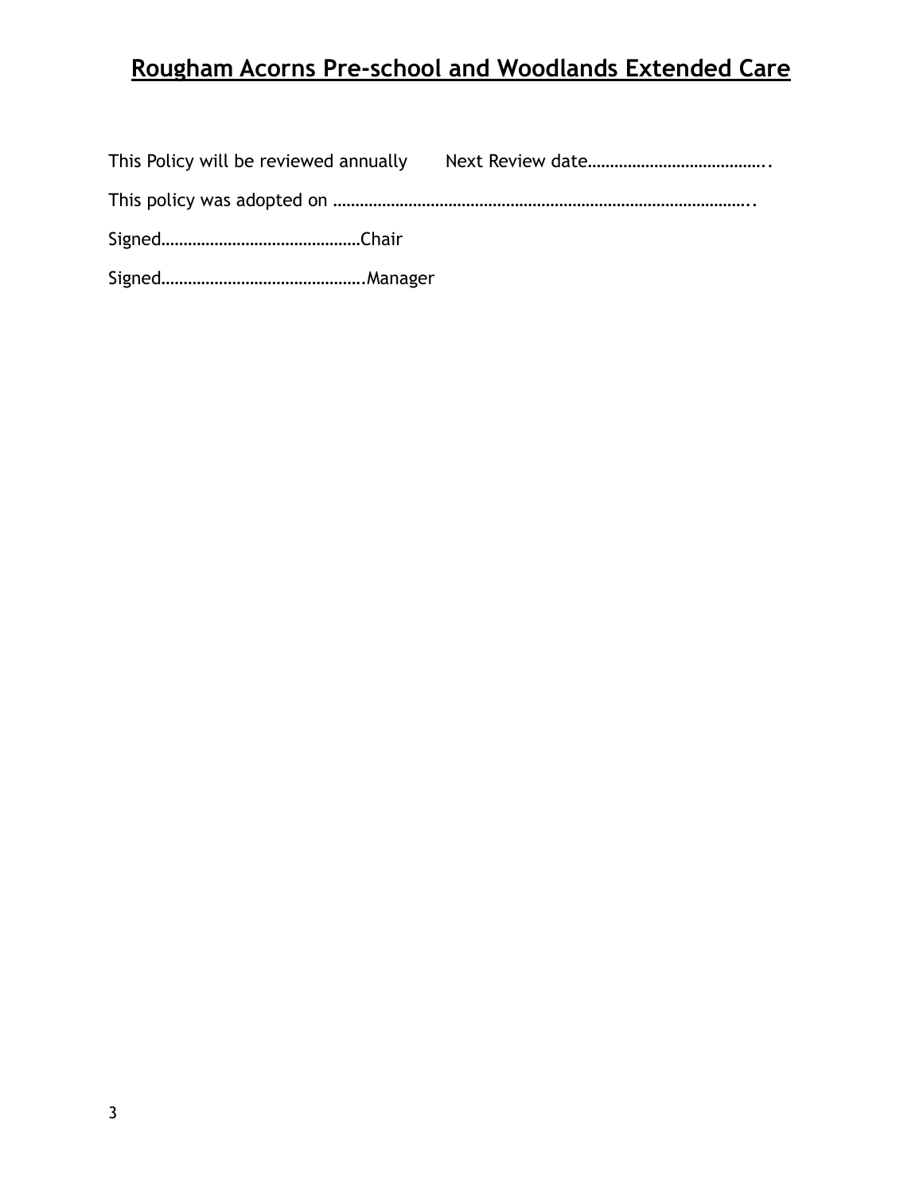# Rougham Acorns Pre-school and Woodlands Extended Care

This Policy will be reviewed annually      Next Review date…………………………………..

This policy was adopted on …………………………………………………………………………………..

Signed………………………………………Chair

Signed……………………………………….Manager